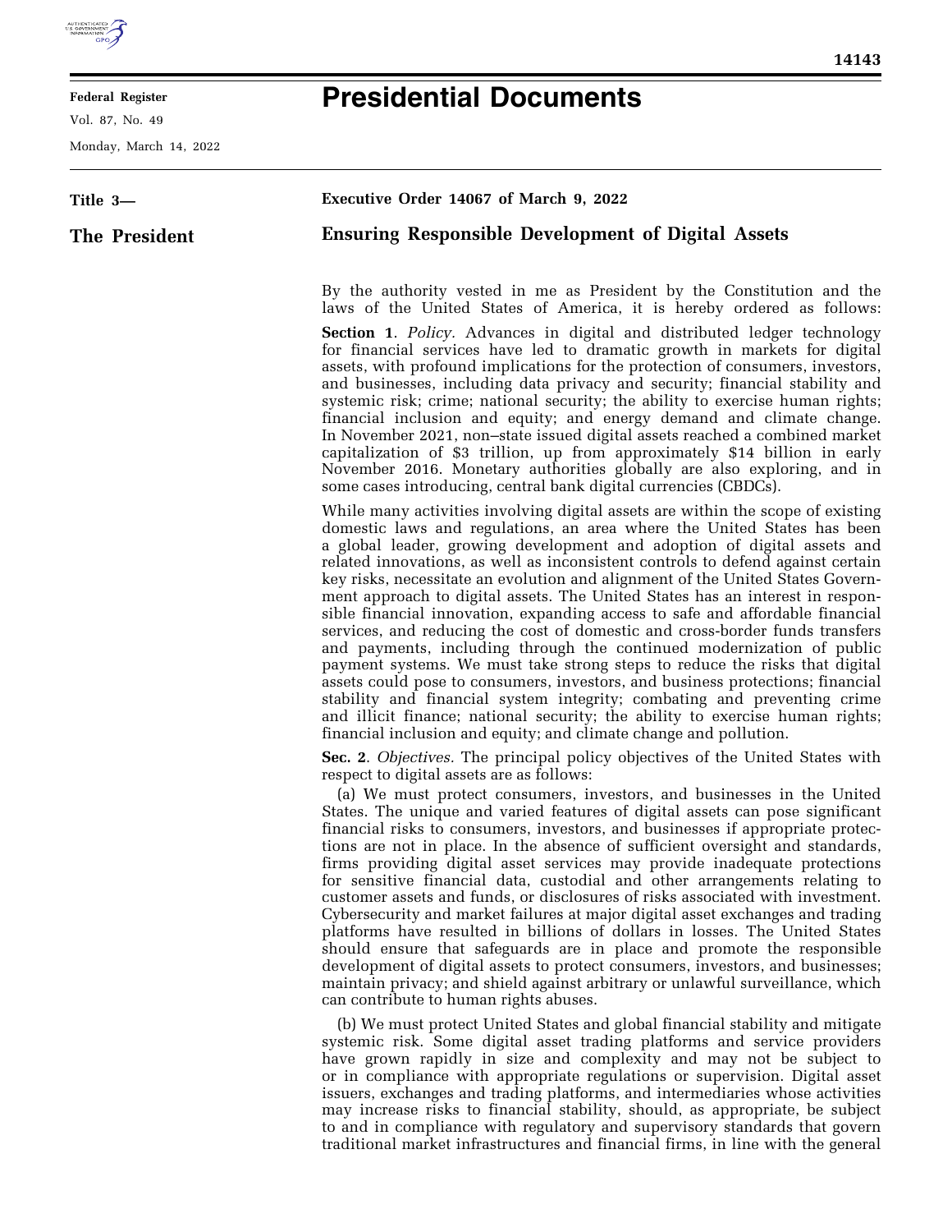**Federal Register**

Vol. 87, No. 49

Monday, March 14, 2022

# Presidential Documents

**Title 3—**

**The President**

**Executive Order 14067 of March 9, 2022**

## Ensuring Responsible Development of Digital Assets

By the authority vested in me as President by the Constitution and the laws of the United States of America, it is hereby ordered as follows:

**Section 1**. *Policy.* Advances in digital and distributed ledger technology for financial services have led to dramatic growth in markets for digital assets, with profound implications for the protection of consumers, investors, and businesses, including data privacy and security; financial stability and systemic risk; crime; national security; the ability to exercise human rights; financial inclusion and equity; and energy demand and climate change. In November 2021, non–state issued digital assets reached a combined market capitalization of $3 trillion, up from approximately $14 billion in early November 2016. Monetary authorities globally are also exploring, and in some cases introducing, central bank digital currencies (CBDCs).

While many activities involving digital assets are within the scope of existing domestic laws and regulations, an area where the United States has been a global leader, growing development and adoption of digital assets and related innovations, as well as inconsistent controls to defend against certain key risks, necessitate an evolution and alignment of the United States Government approach to digital assets. The United States has an interest in responsible financial innovation, expanding access to safe and affordable financial services, and reducing the cost of domestic and cross-border funds transfers and payments, including through the continued modernization of public payment systems. We must take strong steps to reduce the risks that digital assets could pose to consumers, investors, and business protections; financial stability and financial system integrity; combating and preventing crime and illicit finance; national security; the ability to exercise human rights; financial inclusion and equity; and climate change and pollution.

**Sec. 2**. *Objectives.* The principal policy objectives of the United States with respect to digital assets are as follows:

(a) We must protect consumers, investors, and businesses in the United States. The unique and varied features of digital assets can pose significant financial risks to consumers, investors, and businesses if appropriate protections are not in place. In the absence of sufficient oversight and standards, firms providing digital asset services may provide inadequate protections for sensitive financial data, custodial and other arrangements relating to customer assets and funds, or disclosures of risks associated with investment. Cybersecurity and market failures at major digital asset exchanges and trading platforms have resulted in billions of dollars in losses. The United States should ensure that safeguards are in place and promote the responsible development of digital assets to protect consumers, investors, and businesses; maintain privacy; and shield against arbitrary or unlawful surveillance, which can contribute to human rights abuses.

(b) We must protect United States and global financial stability and mitigate systemic risk. Some digital asset trading platforms and service providers have grown rapidly in size and complexity and may not be subject to or in compliance with appropriate regulations or supervision. Digital asset issuers, exchanges and trading platforms, and intermediaries whose activities may increase risks to financial stability, should, as appropriate, be subject to and in compliance with regulatory and supervisory standards that govern traditional market infrastructures and financial firms, in line with the general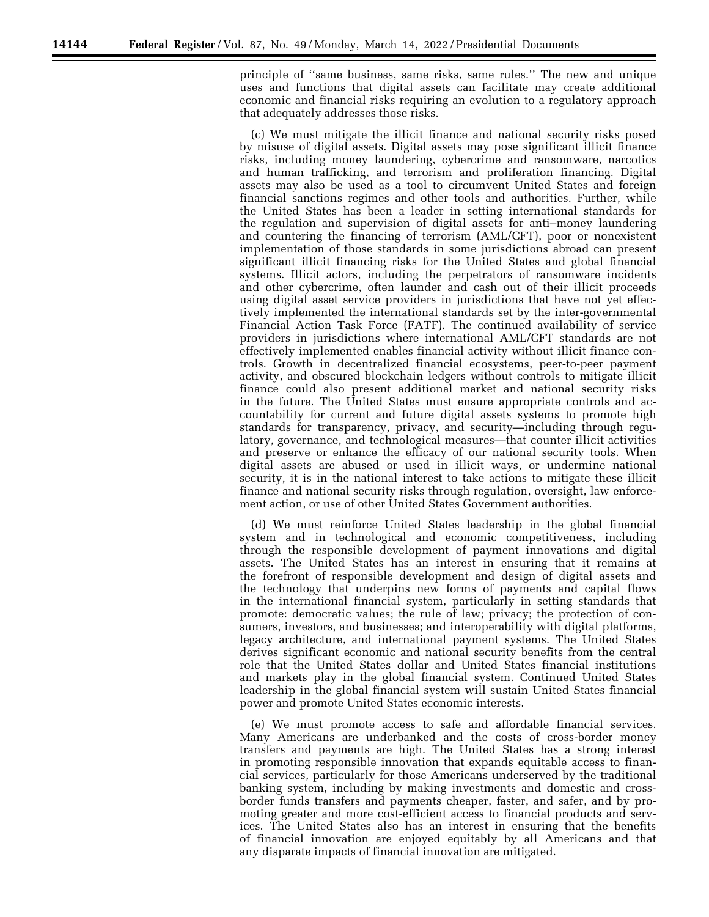principle of ''same business, same risks, same rules.'' The new and unique uses and functions that digital assets can facilitate may create additional economic and financial risks requiring an evolution to a regulatory approach that adequately addresses those risks.

(c) We must mitigate the illicit finance and national security risks posed by misuse of digital assets. Digital assets may pose significant illicit finance risks, including money laundering, cybercrime and ransomware, narcotics and human trafficking, and terrorism and proliferation financing. Digital assets may also be used as a tool to circumvent United States and foreign financial sanctions regimes and other tools and authorities. Further, while the United States has been a leader in setting international standards for the regulation and supervision of digital assets for anti–money laundering and countering the financing of terrorism (AML/CFT), poor or nonexistent implementation of those standards in some jurisdictions abroad can present significant illicit financing risks for the United States and global financial systems. Illicit actors, including the perpetrators of ransomware incidents and other cybercrime, often launder and cash out of their illicit proceeds using digital asset service providers in jurisdictions that have not yet effectively implemented the international standards set by the inter-governmental Financial Action Task Force (FATF). The continued availability of service providers in jurisdictions where international AML/CFT standards are not effectively implemented enables financial activity without illicit finance controls. Growth in decentralized financial ecosystems, peer-to-peer payment activity, and obscured blockchain ledgers without controls to mitigate illicit finance could also present additional market and national security risks in the future. The United States must ensure appropriate controls and accountability for current and future digital assets systems to promote high standards for transparency, privacy, and security—including through regulatory, governance, and technological measures—that counter illicit activities and preserve or enhance the efficacy of our national security tools. When digital assets are abused or used in illicit ways, or undermine national security, it is in the national interest to take actions to mitigate these illicit finance and national security risks through regulation, oversight, law enforcement action, or use of other United States Government authorities.

(d) We must reinforce United States leadership in the global financial system and in technological and economic competitiveness, including through the responsible development of payment innovations and digital assets. The United States has an interest in ensuring that it remains at the forefront of responsible development and design of digital assets and the technology that underpins new forms of payments and capital flows in the international financial system, particularly in setting standards that promote: democratic values; the rule of law; privacy; the protection of consumers, investors, and businesses; and interoperability with digital platforms, legacy architecture, and international payment systems. The United States derives significant economic and national security benefits from the central role that the United States dollar and United States financial institutions and markets play in the global financial system. Continued United States leadership in the global financial system will sustain United States financial power and promote United States economic interests.

(e) We must promote access to safe and affordable financial services. Many Americans are underbanked and the costs of cross-border money transfers and payments are high. The United States has a strong interest in promoting responsible innovation that expands equitable access to financial services, particularly for those Americans underserved by the traditional banking system, including by making investments and domestic and cross-border funds transfers and payments cheaper, faster, and safer, and by promoting greater and more cost-efficient access to financial products and services. The United States also has an interest in ensuring that the benefits of financial innovation are enjoyed equitably by all Americans and that any disparate impacts of financial innovation are mitigated.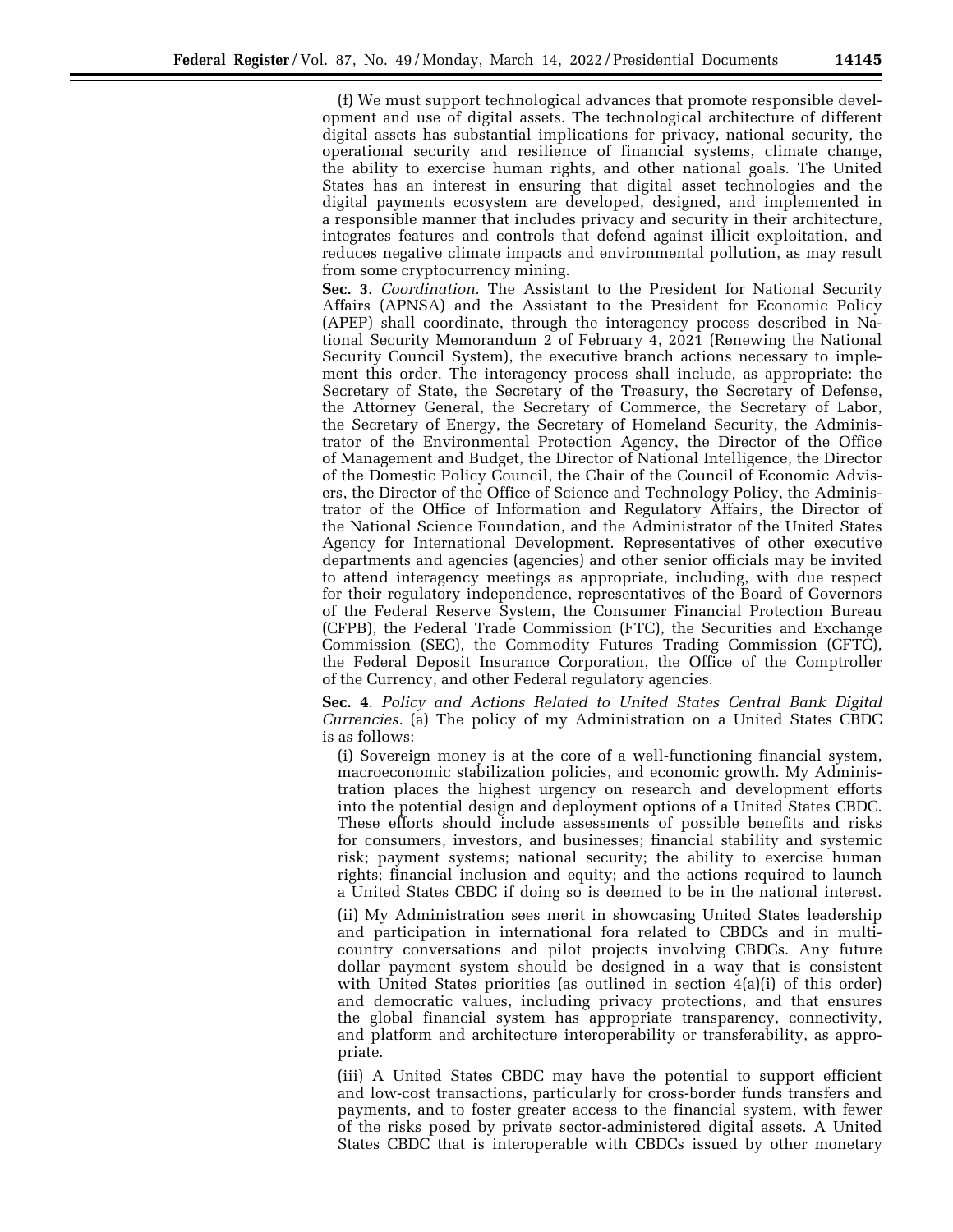(f) We must support technological advances that promote responsible development and use of digital assets. The technological architecture of different digital assets has substantial implications for privacy, national security, the operational security and resilience of financial systems, climate change, the ability to exercise human rights, and other national goals. The United States has an interest in ensuring that digital asset technologies and the digital payments ecosystem are developed, designed, and implemented in a responsible manner that includes privacy and security in their architecture, integrates features and controls that defend against illicit exploitation, and reduces negative climate impacts and environmental pollution, as may result from some cryptocurrency mining.

**Sec. 3**. *Coordination.* The Assistant to the President for National Security Affairs (APNSA) and the Assistant to the President for Economic Policy (APEP) shall coordinate, through the interagency process described in National Security Memorandum 2 of February 4, 2021 (Renewing the National Security Council System), the executive branch actions necessary to implement this order. The interagency process shall include, as appropriate: the Secretary of State, the Secretary of the Treasury, the Secretary of Defense, the Attorney General, the Secretary of Commerce, the Secretary of Labor, the Secretary of Energy, the Secretary of Homeland Security, the Administrator of the Environmental Protection Agency, the Director of the Office of Management and Budget, the Director of National Intelligence, the Director of the Domestic Policy Council, the Chair of the Council of Economic Advisers, the Director of the Office of Science and Technology Policy, the Administrator of the Office of Information and Regulatory Affairs, the Director of the National Science Foundation, and the Administrator of the United States Agency for International Development. Representatives of other executive departments and agencies (agencies) and other senior officials may be invited to attend interagency meetings as appropriate, including, with due respect for their regulatory independence, representatives of the Board of Governors of the Federal Reserve System, the Consumer Financial Protection Bureau (CFPB), the Federal Trade Commission (FTC), the Securities and Exchange Commission (SEC), the Commodity Futures Trading Commission (CFTC), the Federal Deposit Insurance Corporation, the Office of the Comptroller of the Currency, and other Federal regulatory agencies.

**Sec. 4**. *Policy and Actions Related to United States Central Bank Digital Currencies.* (a) The policy of my Administration on a United States CBDC is as follows:

(i) Sovereign money is at the core of a well-functioning financial system, macroeconomic stabilization policies, and economic growth. My Administration places the highest urgency on research and development efforts into the potential design and deployment options of a United States CBDC. These efforts should include assessments of possible benefits and risks for consumers, investors, and businesses; financial stability and systemic risk; payment systems; national security; the ability to exercise human rights; financial inclusion and equity; and the actions required to launch a United States CBDC if doing so is deemed to be in the national interest.

(ii) My Administration sees merit in showcasing United States leadership and participation in international fora related to CBDCs and in multi-country conversations and pilot projects involving CBDCs. Any future dollar payment system should be designed in a way that is consistent with United States priorities (as outlined in section 4(a)(i) of this order) and democratic values, including privacy protections, and that ensures the global financial system has appropriate transparency, connectivity, and platform and architecture interoperability or transferability, as appropriate.

(iii) A United States CBDC may have the potential to support efficient and low-cost transactions, particularly for cross-border funds transfers and payments, and to foster greater access to the financial system, with fewer of the risks posed by private sector-administered digital assets. A United States CBDC that is interoperable with CBDCs issued by other monetary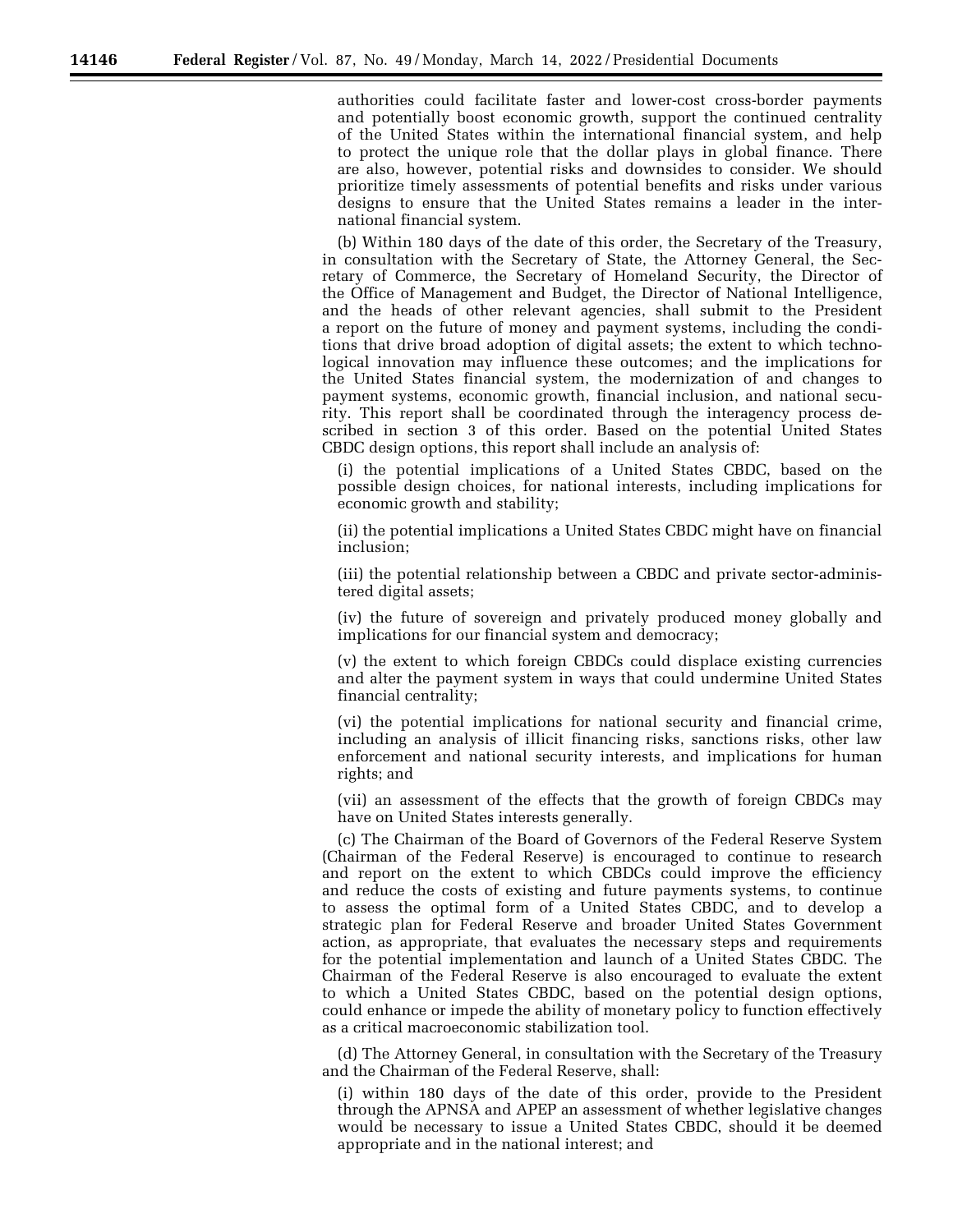authorities could facilitate faster and lower-cost cross-border payments and potentially boost economic growth, support the continued centrality of the United States within the international financial system, and help to protect the unique role that the dollar plays in global finance. There are also, however, potential risks and downsides to consider. We should prioritize timely assessments of potential benefits and risks under various designs to ensure that the United States remains a leader in the international financial system.

(b) Within 180 days of the date of this order, the Secretary of the Treasury, in consultation with the Secretary of State, the Attorney General, the Secretary of Commerce, the Secretary of Homeland Security, the Director of the Office of Management and Budget, the Director of National Intelligence, and the heads of other relevant agencies, shall submit to the President a report on the future of money and payment systems, including the conditions that drive broad adoption of digital assets; the extent to which technological innovation may influence these outcomes; and the implications for the United States financial system, the modernization of and changes to payment systems, economic growth, financial inclusion, and national security. This report shall be coordinated through the interagency process described in section 3 of this order. Based on the potential United States CBDC design options, this report shall include an analysis of:

(i) the potential implications of a United States CBDC, based on the possible design choices, for national interests, including implications for economic growth and stability;

(ii) the potential implications a United States CBDC might have on financial inclusion;

(iii) the potential relationship between a CBDC and private sector-administered digital assets;

(iv) the future of sovereign and privately produced money globally and implications for our financial system and democracy;

(v) the extent to which foreign CBDCs could displace existing currencies and alter the payment system in ways that could undermine United States financial centrality;

(vi) the potential implications for national security and financial crime, including an analysis of illicit financing risks, sanctions risks, other law enforcement and national security interests, and implications for human rights; and

(vii) an assessment of the effects that the growth of foreign CBDCs may have on United States interests generally.

(c) The Chairman of the Board of Governors of the Federal Reserve System (Chairman of the Federal Reserve) is encouraged to continue to research and report on the extent to which CBDCs could improve the efficiency and reduce the costs of existing and future payments systems, to continue to assess the optimal form of a United States CBDC, and to develop a strategic plan for Federal Reserve and broader United States Government action, as appropriate, that evaluates the necessary steps and requirements for the potential implementation and launch of a United States CBDC. The Chairman of the Federal Reserve is also encouraged to evaluate the extent to which a United States CBDC, based on the potential design options, could enhance or impede the ability of monetary policy to function effectively as a critical macroeconomic stabilization tool.

(d) The Attorney General, in consultation with the Secretary of the Treasury and the Chairman of the Federal Reserve, shall:

(i) within 180 days of the date of this order, provide to the President through the APNSA and APEP an assessment of whether legislative changes would be necessary to issue a United States CBDC, should it be deemed appropriate and in the national interest; and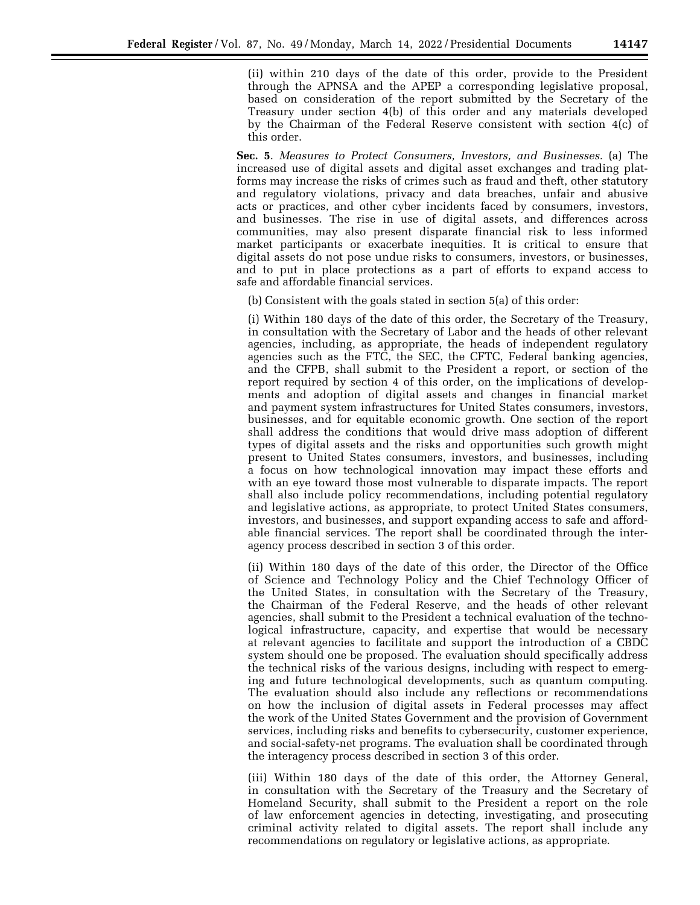(ii) within 210 days of the date of this order, provide to the President through the APNSA and the APEP a corresponding legislative proposal, based on consideration of the report submitted by the Secretary of the Treasury under section 4(b) of this order and any materials developed by the Chairman of the Federal Reserve consistent with section 4(c) of this order.

**Sec. 5**. *Measures to Protect Consumers, Investors, and Businesses.* (a) The increased use of digital assets and digital asset exchanges and trading platforms may increase the risks of crimes such as fraud and theft, other statutory and regulatory violations, privacy and data breaches, unfair and abusive acts or practices, and other cyber incidents faced by consumers, investors, and businesses. The rise in use of digital assets, and differences across communities, may also present disparate financial risk to less informed market participants or exacerbate inequities. It is critical to ensure that digital assets do not pose undue risks to consumers, investors, or businesses, and to put in place protections as a part of efforts to expand access to safe and affordable financial services.

(b) Consistent with the goals stated in section 5(a) of this order:

(i) Within 180 days of the date of this order, the Secretary of the Treasury, in consultation with the Secretary of Labor and the heads of other relevant agencies, including, as appropriate, the heads of independent regulatory agencies such as the FTC, the SEC, the CFTC, Federal banking agencies, and the CFPB, shall submit to the President a report, or section of the report required by section 4 of this order, on the implications of developments and adoption of digital assets and changes in financial market and payment system infrastructures for United States consumers, investors, businesses, and for equitable economic growth. One section of the report shall address the conditions that would drive mass adoption of different types of digital assets and the risks and opportunities such growth might present to United States consumers, investors, and businesses, including a focus on how technological innovation may impact these efforts and with an eye toward those most vulnerable to disparate impacts. The report shall also include policy recommendations, including potential regulatory and legislative actions, as appropriate, to protect United States consumers, investors, and businesses, and support expanding access to safe and affordable financial services. The report shall be coordinated through the interagency process described in section 3 of this order.

(ii) Within 180 days of the date of this order, the Director of the Office of Science and Technology Policy and the Chief Technology Officer of the United States, in consultation with the Secretary of the Treasury, the Chairman of the Federal Reserve, and the heads of other relevant agencies, shall submit to the President a technical evaluation of the technological infrastructure, capacity, and expertise that would be necessary at relevant agencies to facilitate and support the introduction of a CBDC system should one be proposed. The evaluation should specifically address the technical risks of the various designs, including with respect to emerging and future technological developments, such as quantum computing. The evaluation should also include any reflections or recommendations on how the inclusion of digital assets in Federal processes may affect the work of the United States Government and the provision of Government services, including risks and benefits to cybersecurity, customer experience, and social-safety-net programs. The evaluation shall be coordinated through the interagency process described in section 3 of this order.

(iii) Within 180 days of the date of this order, the Attorney General, in consultation with the Secretary of the Treasury and the Secretary of Homeland Security, shall submit to the President a report on the role of law enforcement agencies in detecting, investigating, and prosecuting criminal activity related to digital assets. The report shall include any recommendations on regulatory or legislative actions, as appropriate.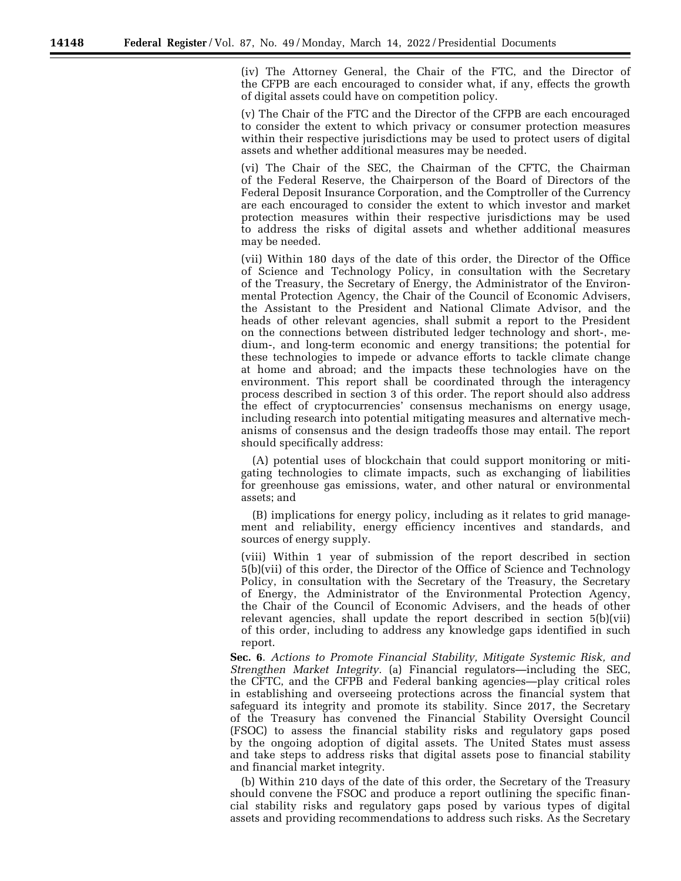(iv) The Attorney General, the Chair of the FTC, and the Director of the CFPB are each encouraged to consider what, if any, effects the growth of digital assets could have on competition policy.

(v) The Chair of the FTC and the Director of the CFPB are each encouraged to consider the extent to which privacy or consumer protection measures within their respective jurisdictions may be used to protect users of digital assets and whether additional measures may be needed.

(vi) The Chair of the SEC, the Chairman of the CFTC, the Chairman of the Federal Reserve, the Chairperson of the Board of Directors of the Federal Deposit Insurance Corporation, and the Comptroller of the Currency are each encouraged to consider the extent to which investor and market protection measures within their respective jurisdictions may be used to address the risks of digital assets and whether additional measures may be needed.

(vii) Within 180 days of the date of this order, the Director of the Office of Science and Technology Policy, in consultation with the Secretary of the Treasury, the Secretary of Energy, the Administrator of the Environmental Protection Agency, the Chair of the Council of Economic Advisers, the Assistant to the President and National Climate Advisor, and the heads of other relevant agencies, shall submit a report to the President on the connections between distributed ledger technology and short-, medium-, and long-term economic and energy transitions; the potential for these technologies to impede or advance efforts to tackle climate change at home and abroad; and the impacts these technologies have on the environment. This report shall be coordinated through the interagency process described in section 3 of this order. The report should also address the effect of cryptocurrencies' consensus mechanisms on energy usage, including research into potential mitigating measures and alternative mechanisms of consensus and the design tradeoffs those may entail. The report should specifically address:

(A) potential uses of blockchain that could support monitoring or mitigating technologies to climate impacts, such as exchanging of liabilities for greenhouse gas emissions, water, and other natural or environmental assets; and

(B) implications for energy policy, including as it relates to grid management and reliability, energy efficiency incentives and standards, and sources of energy supply.

(viii) Within 1 year of submission of the report described in section 5(b)(vii) of this order, the Director of the Office of Science and Technology Policy, in consultation with the Secretary of the Treasury, the Secretary of Energy, the Administrator of the Environmental Protection Agency, the Chair of the Council of Economic Advisers, and the heads of other relevant agencies, shall update the report described in section 5(b)(vii) of this order, including to address any knowledge gaps identified in such report.

**Sec. 6**. *Actions to Promote Financial Stability, Mitigate Systemic Risk, and Strengthen Market Integrity.* (a) Financial regulators—including the SEC, the CFTC, and the CFPB and Federal banking agencies—play critical roles in establishing and overseeing protections across the financial system that safeguard its integrity and promote its stability. Since 2017, the Secretary of the Treasury has convened the Financial Stability Oversight Council (FSOC) to assess the financial stability risks and regulatory gaps posed by the ongoing adoption of digital assets. The United States must assess and take steps to address risks that digital assets pose to financial stability and financial market integrity.

(b) Within 210 days of the date of this order, the Secretary of the Treasury should convene the FSOC and produce a report outlining the specific financial stability risks and regulatory gaps posed by various types of digital assets and providing recommendations to address such risks. As the Secretary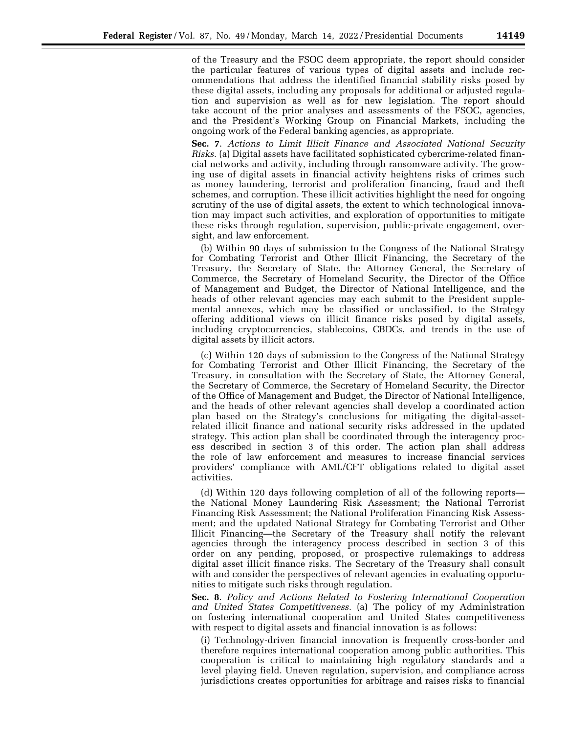of the Treasury and the FSOC deem appropriate, the report should consider the particular features of various types of digital assets and include recommendations that address the identified financial stability risks posed by these digital assets, including any proposals for additional or adjusted regulation and supervision as well as for new legislation. The report should take account of the prior analyses and assessments of the FSOC, agencies, and the President's Working Group on Financial Markets, including the ongoing work of the Federal banking agencies, as appropriate.

**Sec. 7**. *Actions to Limit Illicit Finance and Associated National Security Risks.* (a) Digital assets have facilitated sophisticated cybercrime-related financial networks and activity, including through ransomware activity. The growing use of digital assets in financial activity heightens risks of crimes such as money laundering, terrorist and proliferation financing, fraud and theft schemes, and corruption. These illicit activities highlight the need for ongoing scrutiny of the use of digital assets, the extent to which technological innovation may impact such activities, and exploration of opportunities to mitigate these risks through regulation, supervision, public-private engagement, oversight, and law enforcement.

(b) Within 90 days of submission to the Congress of the National Strategy for Combating Terrorist and Other Illicit Financing, the Secretary of the Treasury, the Secretary of State, the Attorney General, the Secretary of Commerce, the Secretary of Homeland Security, the Director of the Office of Management and Budget, the Director of National Intelligence, and the heads of other relevant agencies may each submit to the President supplemental annexes, which may be classified or unclassified, to the Strategy offering additional views on illicit finance risks posed by digital assets, including cryptocurrencies, stablecoins, CBDCs, and trends in the use of digital assets by illicit actors.

(c) Within 120 days of submission to the Congress of the National Strategy for Combating Terrorist and Other Illicit Financing, the Secretary of the Treasury, in consultation with the Secretary of State, the Attorney General, the Secretary of Commerce, the Secretary of Homeland Security, the Director of the Office of Management and Budget, the Director of National Intelligence, and the heads of other relevant agencies shall develop a coordinated action plan based on the Strategy's conclusions for mitigating the digital-asset-related illicit finance and national security risks addressed in the updated strategy. This action plan shall be coordinated through the interagency process described in section 3 of this order. The action plan shall address the role of law enforcement and measures to increase financial services providers' compliance with AML/CFT obligations related to digital asset activities.

(d) Within 120 days following completion of all of the following reports—the National Money Laundering Risk Assessment; the National Terrorist Financing Risk Assessment; the National Proliferation Financing Risk Assessment; and the updated National Strategy for Combating Terrorist and Other Illicit Financing—the Secretary of the Treasury shall notify the relevant agencies through the interagency process described in section 3 of this order on any pending, proposed, or prospective rulemakings to address digital asset illicit finance risks. The Secretary of the Treasury shall consult with and consider the perspectives of relevant agencies in evaluating opportunities to mitigate such risks through regulation.

**Sec. 8**. *Policy and Actions Related to Fostering International Cooperation and United States Competitiveness.* (a) The policy of my Administration on fostering international cooperation and United States competitiveness with respect to digital assets and financial innovation is as follows:

(i) Technology-driven financial innovation is frequently cross-border and therefore requires international cooperation among public authorities. This cooperation is critical to maintaining high regulatory standards and a level playing field. Uneven regulation, supervision, and compliance across jurisdictions creates opportunities for arbitrage and raises risks to financial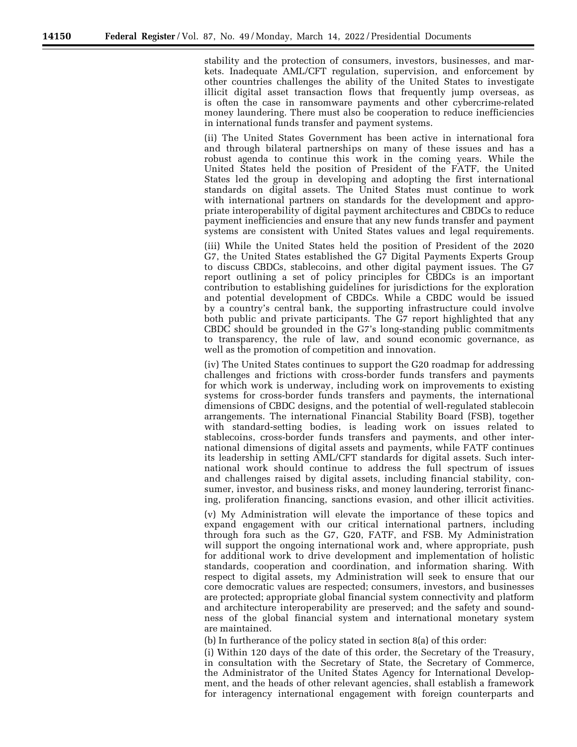stability and the protection of consumers, investors, businesses, and markets. Inadequate AML/CFT regulation, supervision, and enforcement by other countries challenges the ability of the United States to investigate illicit digital asset transaction flows that frequently jump overseas, as is often the case in ransomware payments and other cybercrime-related money laundering. There must also be cooperation to reduce inefficiencies in international funds transfer and payment systems.

(ii) The United States Government has been active in international fora and through bilateral partnerships on many of these issues and has a robust agenda to continue this work in the coming years. While the United States held the position of President of the FATF, the United States led the group in developing and adopting the first international standards on digital assets. The United States must continue to work with international partners on standards for the development and appropriate interoperability of digital payment architectures and CBDCs to reduce payment inefficiencies and ensure that any new funds transfer and payment systems are consistent with United States values and legal requirements.

(iii) While the United States held the position of President of the 2020 G7, the United States established the G7 Digital Payments Experts Group to discuss CBDCs, stablecoins, and other digital payment issues. The G7 report outlining a set of policy principles for CBDCs is an important contribution to establishing guidelines for jurisdictions for the exploration and potential development of CBDCs. While a CBDC would be issued by a country's central bank, the supporting infrastructure could involve both public and private participants. The G7 report highlighted that any CBDC should be grounded in the G7's long-standing public commitments to transparency, the rule of law, and sound economic governance, as well as the promotion of competition and innovation.

(iv) The United States continues to support the G20 roadmap for addressing challenges and frictions with cross-border funds transfers and payments for which work is underway, including work on improvements to existing systems for cross-border funds transfers and payments, the international dimensions of CBDC designs, and the potential of well-regulated stablecoin arrangements. The international Financial Stability Board (FSB), together with standard-setting bodies, is leading work on issues related to stablecoins, cross-border funds transfers and payments, and other international dimensions of digital assets and payments, while FATF continues its leadership in setting AML/CFT standards for digital assets. Such international work should continue to address the full spectrum of issues and challenges raised by digital assets, including financial stability, consumer, investor, and business risks, and money laundering, terrorist financing, proliferation financing, sanctions evasion, and other illicit activities.

(v) My Administration will elevate the importance of these topics and expand engagement with our critical international partners, including through fora such as the G7, G20, FATF, and FSB. My Administration will support the ongoing international work and, where appropriate, push for additional work to drive development and implementation of holistic standards, cooperation and coordination, and information sharing. With respect to digital assets, my Administration will seek to ensure that our core democratic values are respected; consumers, investors, and businesses are protected; appropriate global financial system connectivity and platform and architecture interoperability are preserved; and the safety and soundness of the global financial system and international monetary system are maintained.

(b) In furtherance of the policy stated in section 8(a) of this order:

(i) Within 120 days of the date of this order, the Secretary of the Treasury, in consultation with the Secretary of State, the Secretary of Commerce, the Administrator of the United States Agency for International Development, and the heads of other relevant agencies, shall establish a framework for interagency international engagement with foreign counterparts and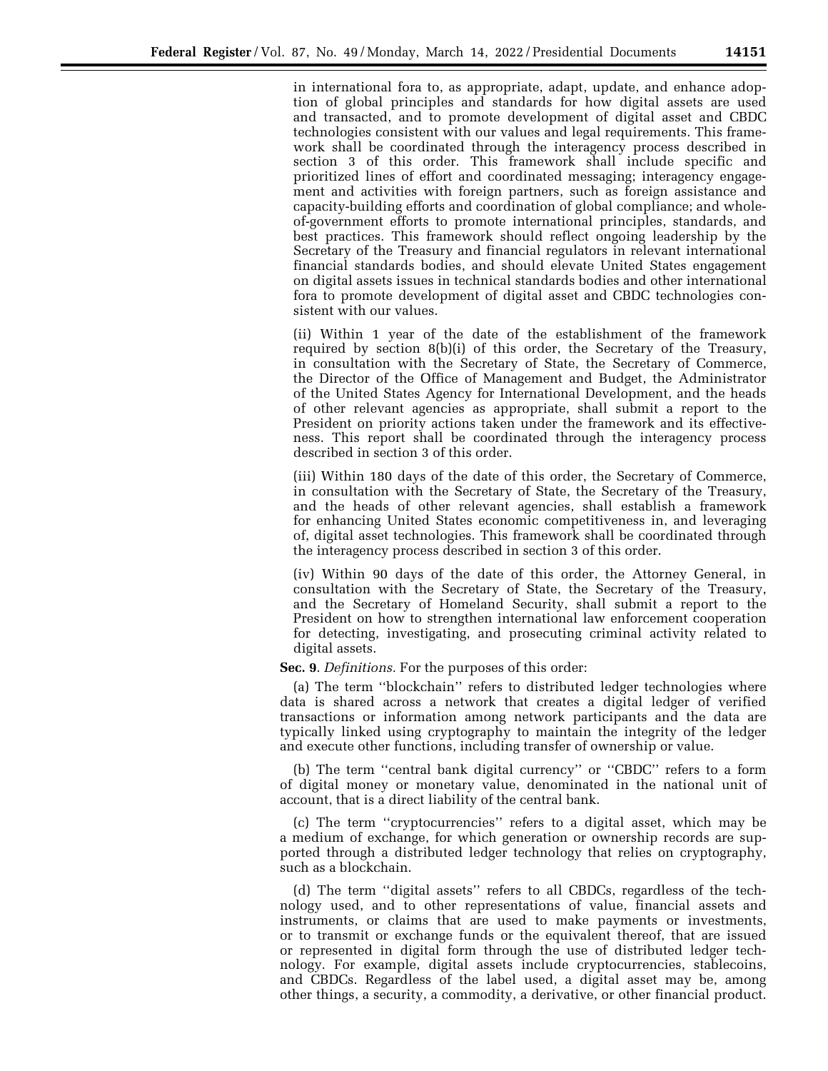in international fora to, as appropriate, adapt, update, and enhance adoption of global principles and standards for how digital assets are used and transacted, and to promote development of digital asset and CBDC technologies consistent with our values and legal requirements. This framework shall be coordinated through the interagency process described in section 3 of this order. This framework shall include specific and prioritized lines of effort and coordinated messaging; interagency engagement and activities with foreign partners, such as foreign assistance and capacity-building efforts and coordination of global compliance; and whole-of-government efforts to promote international principles, standards, and best practices. This framework should reflect ongoing leadership by the Secretary of the Treasury and financial regulators in relevant international financial standards bodies, and should elevate United States engagement on digital assets issues in technical standards bodies and other international fora to promote development of digital asset and CBDC technologies consistent with our values.

(ii) Within 1 year of the date of the establishment of the framework required by section 8(b)(i) of this order, the Secretary of the Treasury, in consultation with the Secretary of State, the Secretary of Commerce, the Director of the Office of Management and Budget, the Administrator of the United States Agency for International Development, and the heads of other relevant agencies as appropriate, shall submit a report to the President on priority actions taken under the framework and its effectiveness. This report shall be coordinated through the interagency process described in section 3 of this order.

(iii) Within 180 days of the date of this order, the Secretary of Commerce, in consultation with the Secretary of State, the Secretary of the Treasury, and the heads of other relevant agencies, shall establish a framework for enhancing United States economic competitiveness in, and leveraging of, digital asset technologies. This framework shall be coordinated through the interagency process described in section 3 of this order.

(iv) Within 90 days of the date of this order, the Attorney General, in consultation with the Secretary of State, the Secretary of the Treasury, and the Secretary of Homeland Security, shall submit a report to the President on how to strengthen international law enforcement cooperation for detecting, investigating, and prosecuting criminal activity related to digital assets.

**Sec. 9**. *Definitions.* For the purposes of this order:

(a) The term ''blockchain'' refers to distributed ledger technologies where data is shared across a network that creates a digital ledger of verified transactions or information among network participants and the data are typically linked using cryptography to maintain the integrity of the ledger and execute other functions, including transfer of ownership or value.

(b) The term ''central bank digital currency'' or ''CBDC'' refers to a form of digital money or monetary value, denominated in the national unit of account, that is a direct liability of the central bank.

(c) The term ''cryptocurrencies'' refers to a digital asset, which may be a medium of exchange, for which generation or ownership records are supported through a distributed ledger technology that relies on cryptography, such as a blockchain.

(d) The term ''digital assets'' refers to all CBDCs, regardless of the technology used, and to other representations of value, financial assets and instruments, or claims that are used to make payments or investments, or to transmit or exchange funds or the equivalent thereof, that are issued or represented in digital form through the use of distributed ledger technology. For example, digital assets include cryptocurrencies, stablecoins, and CBDCs. Regardless of the label used, a digital asset may be, among other things, a security, a commodity, a derivative, or other financial product.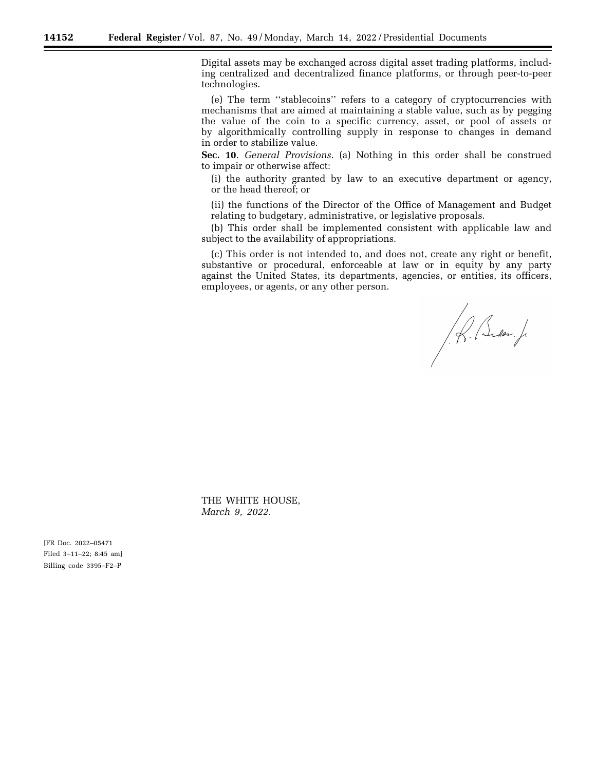Digital assets may be exchanged across digital asset trading platforms, including centralized and decentralized finance platforms, or through peer-to-peer technologies.

(e) The term ''stablecoins'' refers to a category of cryptocurrencies with mechanisms that are aimed at maintaining a stable value, such as by pegging the value of the coin to a specific currency, asset, or pool of assets or by algorithmically controlling supply in response to changes in demand in order to stabilize value.

**Sec. 10**. *General Provisions*. (a) Nothing in this order shall be construed to impair or otherwise affect:

(i) the authority granted by law to an executive department or agency, or the head thereof; or

(ii) the functions of the Director of the Office of Management and Budget relating to budgetary, administrative, or legislative proposals.

(b) This order shall be implemented consistent with applicable law and subject to the availability of appropriations.

(c) This order is not intended to, and does not, create any right or benefit, substantive or procedural, enforceable at law or in equity by any party against the United States, its departments, agencies, or entities, its officers, employees, or agents, or any other person.

THE WHITE HOUSE,
*March 9, 2022.*

[FR Doc. 2022–05471
Filed 3–11–22; 8:45 am]
Billing code 3395–F2–P